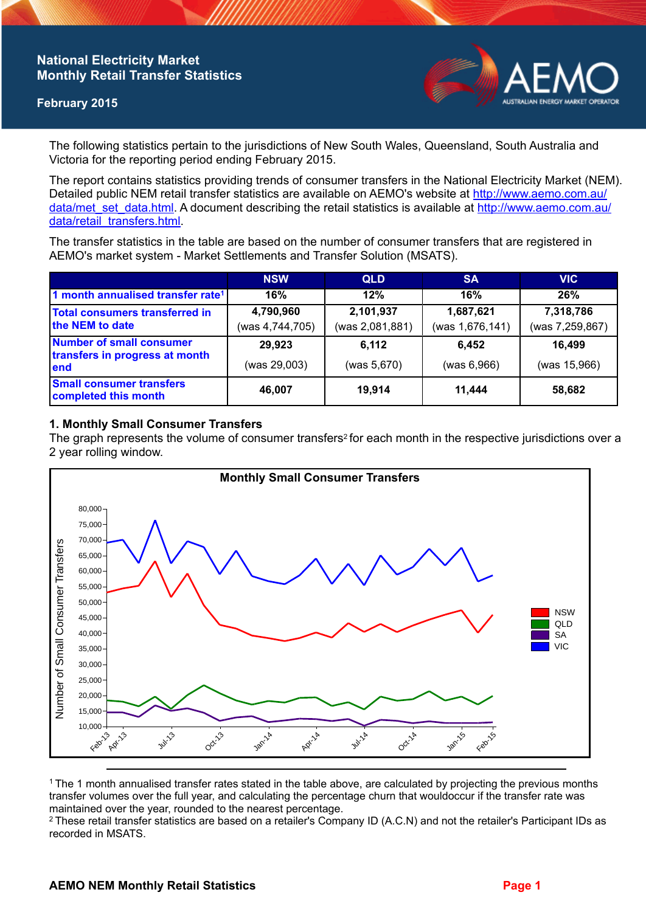# National Electricity Market Monthly Retail Transfer Statistics

**February 2015**

The following statistics pertain to the jurisdictions of New South Wales, Queensland, South Australia and Victoria for the reporting period ending February 2015.

The report contains statistics providing trends of consumer transfers in the National Electricity Market (NEM). Detailed public NEM retail transfer statistics are available on AEMO's website at http://www.aemo.com.au/data/met_set_data.html. A document describing the retail statistics is available at http://www.aemo.com.au/data/retail_transfers.html.

The transfer statistics in the table are based on the number of consumer transfers that are registered in AEMO's market system - Market Settlements and Transfer Solution (MSATS).

| | NSW | QLD | SA | VIC |
|---|---|---|---|---|
| 1 month annualised transfer rate[1] | 16% | 12% | 16% | 26% |
| Total consumers transferred in the NEM to date | 4,790,960 (was 4,744,705) | 2,101,937 (was 2,081,881) | 1,687,621 (was 1,676,141) | 7,318,786 (was 7,259,867) |
| Number of small consumer transfers in progress at month end | 29,923 (was 29,003) | 6,112 (was 5,670) | 6,452 (was 6,966) | 16,499 (was 15,966) |
| Small consumer transfers completed this month | 46,007 | 19,914 | 11,444 | 58,682 |

## 1. Monthly Small Consumer Transfers

The graph represents the volume of consumer transfers[2] for each month in the respective jurisdictions over a 2 year rolling window.

**Monthly Small Consumer Transfers**

[1] The 1 month annualised transfer rates stated in the table above, are calculated by projecting the previous months transfer volumes over the full year, and calculating the percentage churn that wouldoccur if the transfer rate was maintained over the year, rounded to the nearest percentage.

[2] These retail transfer statistics are based on a retailer's Company ID (A.C.N) and not the retailer's Participant IDs as recorded in MSATS.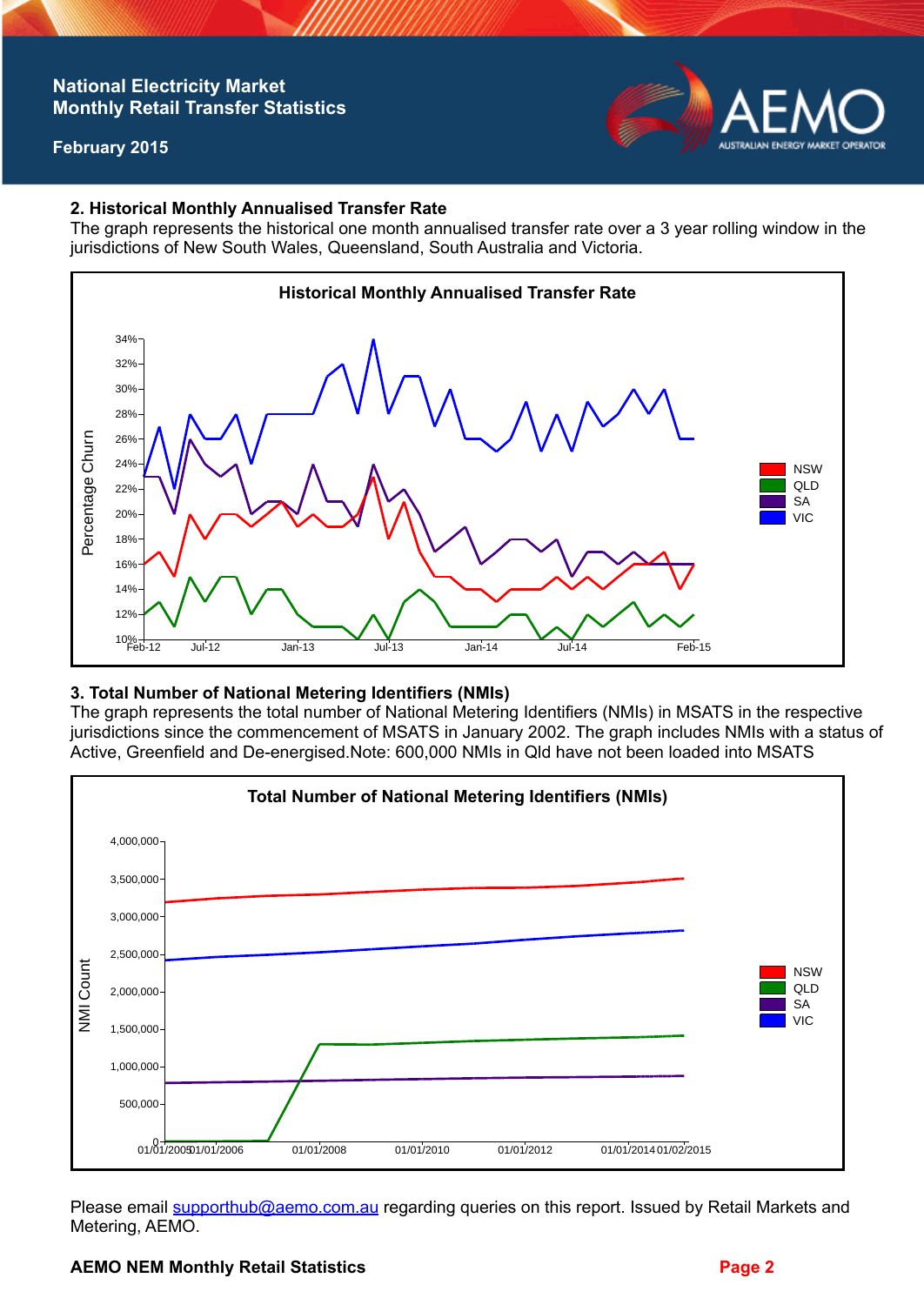National Electricity Market
Monthly Retail Transfer Statistics

February 2015

AEMO
AUSTRALIAN ENERGY MARKET OPERATOR

### 2. Historical Monthly Annualised Transfer Rate

The graph represents the historical one month annualised transfer rate over a 3 year rolling window in the jurisdictions of New South Wales, Queensland, South Australia and Victoria.

Historical Monthly Annualised Transfer Rate

Percentage Churn

34%
32%
30%
28%
26%
24%
22%
20%
18%
16%
14%
12%
10%

Feb-12
Jul-12
Jan-13
Jul-13
Jan-14
Jul-14
Feb-15

NSW
QLD
SA
VIC

### 3. Total Number of National Metering Identifiers (NMIs)

The graph represents the total number of National Metering Identifiers (NMIs) in MSATS in the respective jurisdictions since the commencement of MSATS in January 2002. The graph includes NMIs with a status of Active, Greenfield and De-energised.Note: 600,000 NMIs in Qld have not been loaded into MSATS

Total Number of National Metering Identifiers (NMIs)

NMI Count

4,000,000
3,500,000
3,000,000
2,500,000
2,000,000
1,500,000
1,000,000
500,000
0

01/01/2005
01/01/2006
01/01/2008
01/01/2010
01/01/2012
01/01/2014
01/02/2015

NSW
QLD
SA
VIC

Please email supporthub@aemo.com.au regarding queries on this report. Issued by Retail Markets and Metering, AEMO.